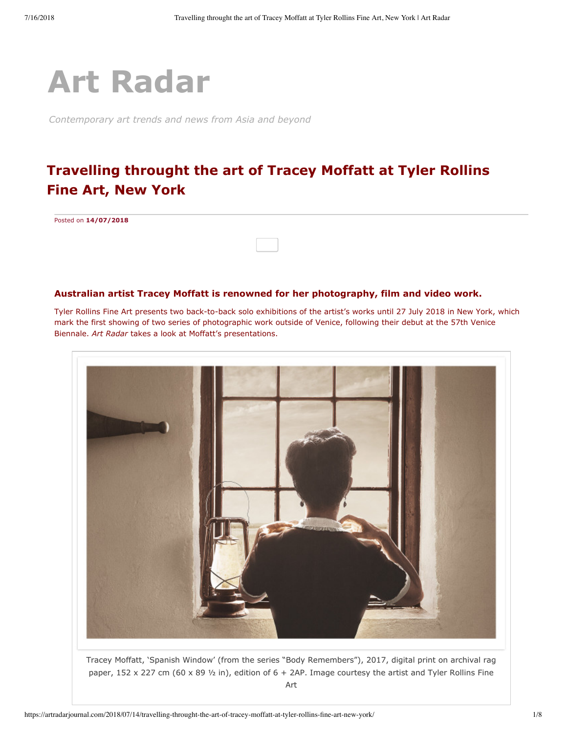# Art Radar

*Contemporary art trends and news from Asia and beyond*

## Travelling throught the art of Tracey Moffatt at Tyler Rollins Fine Art, New York

Posted on **14/07/2018**

### Australian artist Tracey Moffatt is renowned for her photography, film and video work.

Tyler Rollins Fine Art presents two back-to-back solo exhibitions of the artist's works until 27 July 2018 in New York, which mark the first showing of two series of photographic work outside of Venice, following their debut at the 57th Venice Biennale. *Art Radar* takes a look at Moffatt's presentations.

Tracey Moffatt, 'Spanish Window' (from the series "Body Remembers"), 2017, digital print on archival rag paper, 152 x 227 cm (60 x 89 ½ in), edition of 6 + 2AP. Image courtesy the artist and Tyler Rollins Fine Art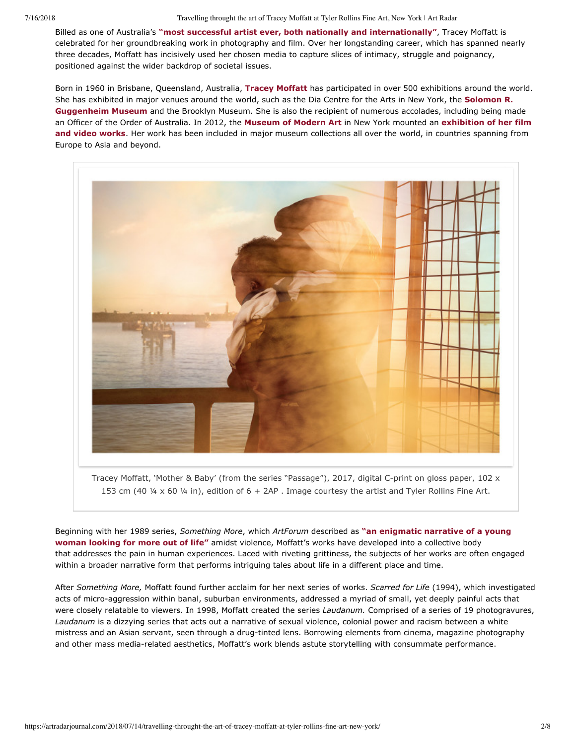Billed as one of Australia's **"most successful artist ever, both nationally and internationally"**, Tracey Moffatt is celebrated for her groundbreaking work in photography and film. Over her longstanding career, which has spanned nearly three decades, Moffatt has incisively used her chosen media to capture slices of intimacy, struggle and poignancy, positioned against the wider backdrop of societal issues.

Born in 1960 in Brisbane, Queensland, Australia, **Tracey Moffatt** has participated in over 500 exhibitions around the world. She has exhibited in major venues around the world, such as the Dia Centre for the Arts in New York, the **Solomon R. Guggenheim Museum** and the Brooklyn Museum. She is also the recipient of numerous accolades, including being made an Officer of the Order of Australia. In 2012, the **Museum of Modern Art** in New York mounted an **exhibition of her film and video works**. Her work has been included in major museum collections all over the world, in countries spanning from Europe to Asia and beyond.

Tracey Moffatt, 'Mother & Baby' (from the series "Passage"), 2017, digital C-print on gloss paper, 102 x 153 cm (40 ¼ x 60 ¼ in), edition of 6 + 2AP . Image courtesy the artist and Tyler Rollins Fine Art.

Beginning with her 1989 series, *Something More*, which *ArtForum* described as **"an enigmatic narrative of a young woman looking for more out of life"** amidst violence, Moffatt's works have developed into a collective body that addresses the pain in human experiences. Laced with riveting grittiness, the subjects of her works are often engaged within a broader narrative form that performs intriguing tales about life in a different place and time.

After *Something More,* Moffatt found further acclaim for her next series of works. *Scarred for Life* (1994), which investigated acts of micro-aggression within banal, suburban environments, addressed a myriad of small, yet deeply painful acts that were closely relatable to viewers. In 1998, Moffatt created the series *Laudanum.* Comprised of a series of 19 photogravures, *Laudanum* is a dizzying series that acts out a narrative of sexual violence, colonial power and racism between a white mistress and an Asian servant, seen through a drug-tinted lens. Borrowing elements from cinema, magazine photography and other mass media-related aesthetics, Moffatt's work blends astute storytelling with consummate performance.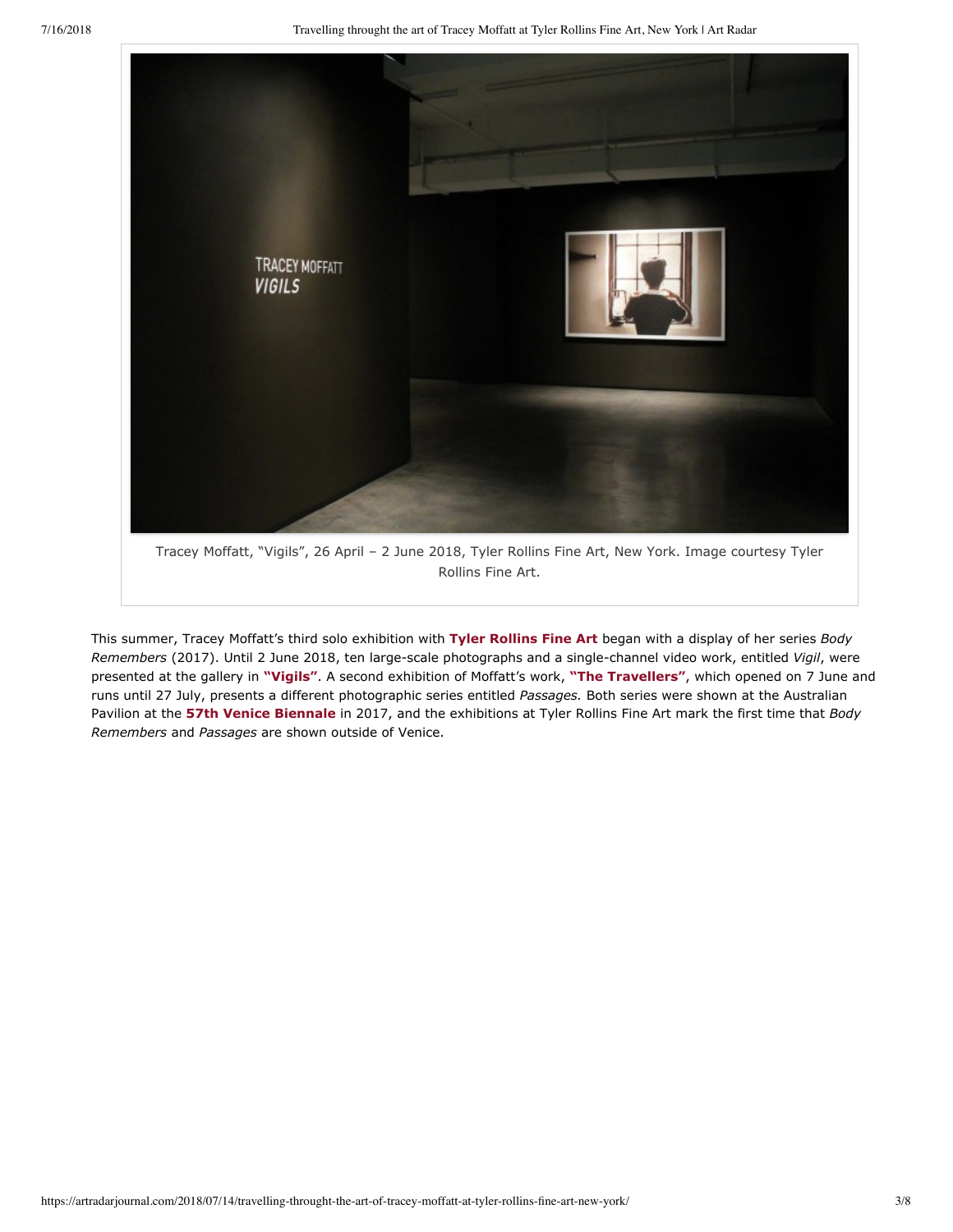Tracey Moffatt, "Vigils", 26 April – 2 June 2018, Tyler Rollins Fine Art, New York. Image courtesy Tyler Rollins Fine Art.

This summer, Tracey Moffatt's third solo exhibition with **Tyler Rollins Fine Art** began with a display of her series *Body Remembers* (2017). Until 2 June 2018, ten large-scale photographs and a single-channel video work, entitled *Vigil*, were presented at the gallery in **"Vigils"**. A second exhibition of Moffatt's work, **"The Travellers"**, which opened on 7 June and runs until 27 July, presents a different photographic series entitled *Passages.* Both series were shown at the Australian Pavilion at the **57th Venice Biennale** in 2017, and the exhibitions at Tyler Rollins Fine Art mark the first time that *Body Remembers* and *Passages* are shown outside of Venice.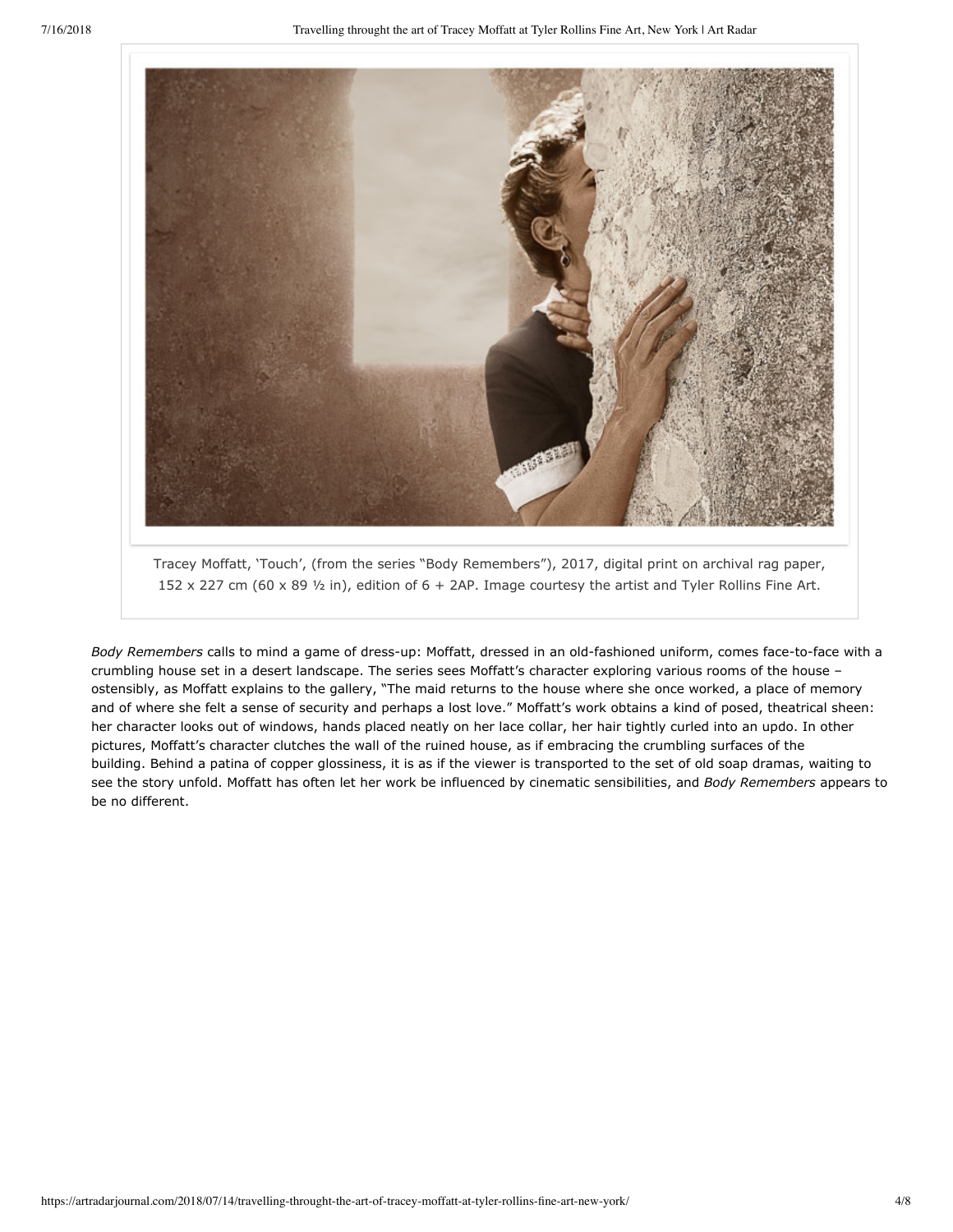Tracey Moffatt, 'Touch', (from the series "Body Remembers"), 2017, digital print on archival rag paper, 152 x 227 cm (60 x 89 ½ in), edition of 6 + 2AP. Image courtesy the artist and Tyler Rollins Fine Art.

*Body Remembers* calls to mind a game of dress-up: Moffatt, dressed in an old-fashioned uniform, comes face-to-face with a crumbling house set in a desert landscape. The series sees Moffatt's character exploring various rooms of the house – ostensibly, as Moffatt explains to the gallery, "The maid returns to the house where she once worked, a place of memory and of where she felt a sense of security and perhaps a lost love." Moffatt's work obtains a kind of posed, theatrical sheen: her character looks out of windows, hands placed neatly on her lace collar, her hair tightly curled into an updo. In other pictures, Moffatt's character clutches the wall of the ruined house, as if embracing the crumbling surfaces of the building. Behind a patina of copper glossiness, it is as if the viewer is transported to the set of old soap dramas, waiting to see the story unfold. Moffatt has often let her work be influenced by cinematic sensibilities, and *Body Remembers* appears to be no different.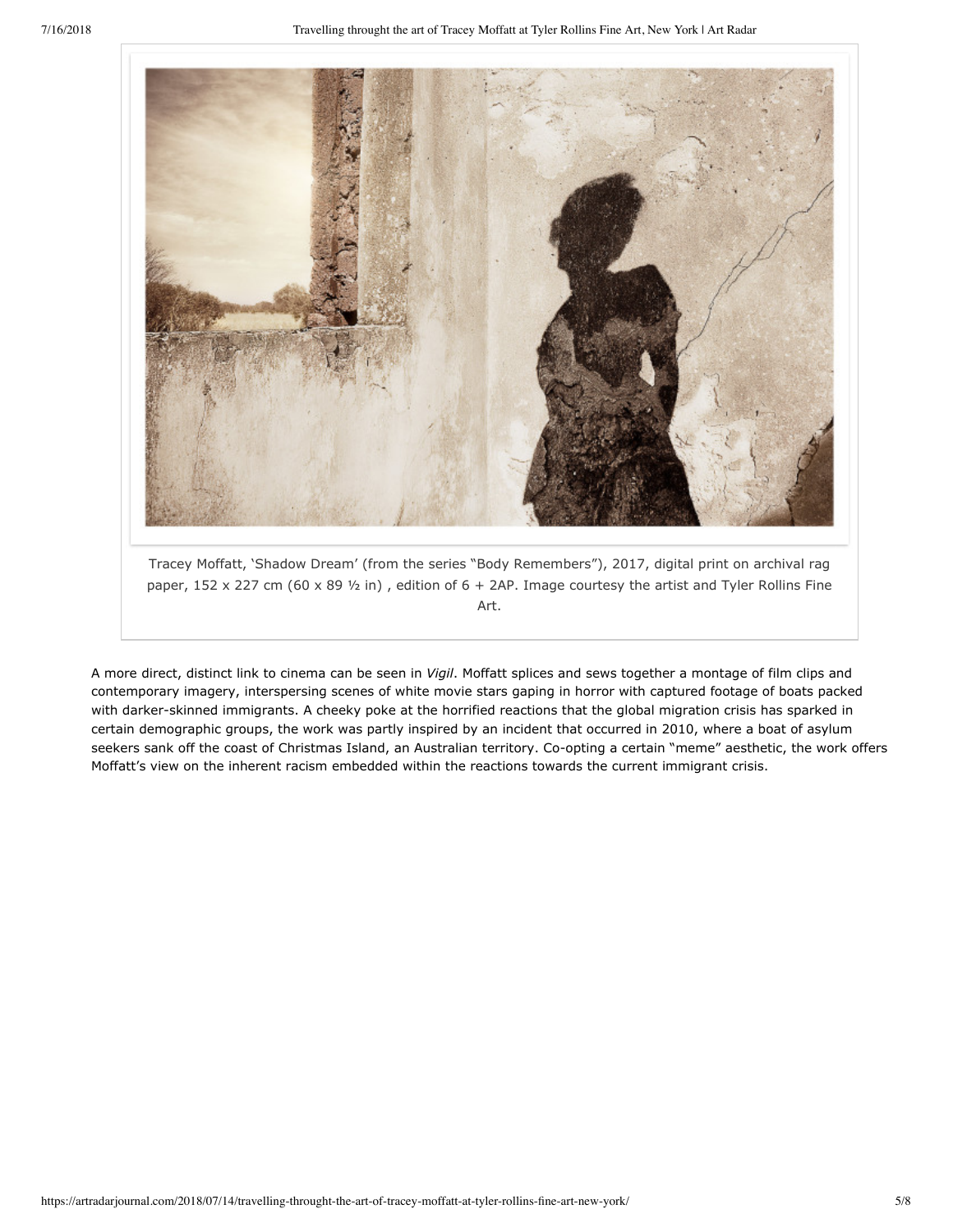Tracey Moffatt, 'Shadow Dream' (from the series "Body Remembers"), 2017, digital print on archival rag paper, 152 x 227 cm (60 x 89 ½ in) , edition of 6 + 2AP. Image courtesy the artist and Tyler Rollins Fine Art.

A more direct, distinct link to cinema can be seen in *Vigil*. Moffatt splices and sews together a montage of film clips and contemporary imagery, interspersing scenes of white movie stars gaping in horror with captured footage of boats packed with darker-skinned immigrants. A cheeky poke at the horrified reactions that the global migration crisis has sparked in certain demographic groups, the work was partly inspired by an incident that occurred in 2010, where a boat of asylum seekers sank off the coast of Christmas Island, an Australian territory. Co-opting a certain "meme" aesthetic, the work offers Moffatt's view on the inherent racism embedded within the reactions towards the current immigrant crisis.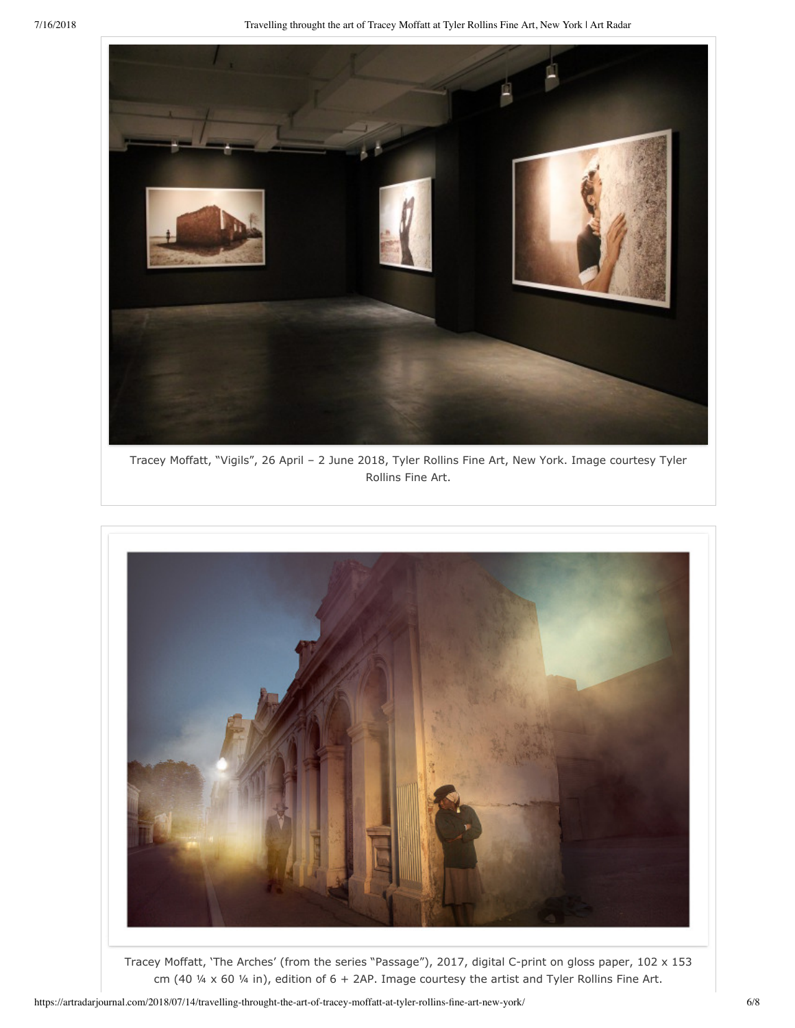Tracey Moffatt, “Vigils”, 26 April – 2 June 2018, Tyler Rollins Fine Art, New York. Image courtesy Tyler Rollins Fine Art.

Tracey Moffatt, ‘The Arches’ (from the series “Passage”), 2017, digital C-print on gloss paper, 102 x 153 cm (40 ¼ x 60 ¼ in), edition of 6 + 2AP. Image courtesy the artist and Tyler Rollins Fine Art.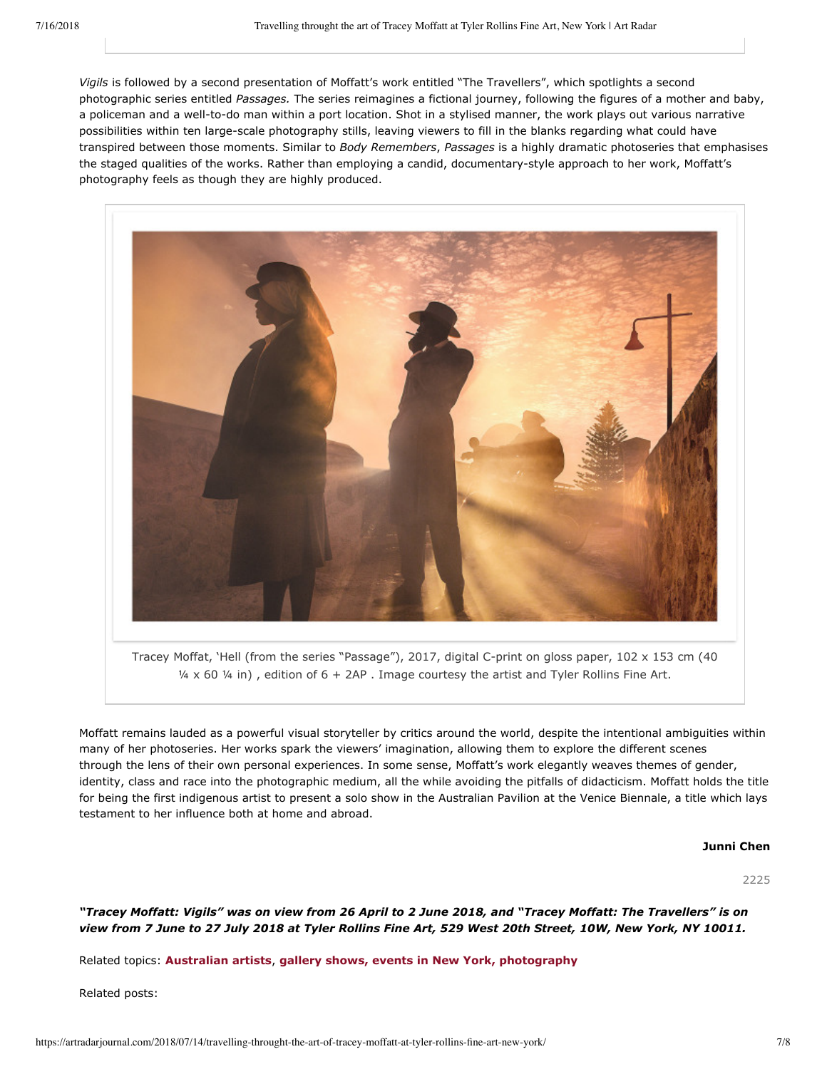*Vigils* is followed by a second presentation of Moffatt's work entitled "The Travellers", which spotlights a second photographic series entitled *Passages.* The series reimagines a fictional journey, following the figures of a mother and baby, a policeman and a well-to-do man within a port location. Shot in a stylised manner, the work plays out various narrative possibilities within ten large-scale photography stills, leaving viewers to fill in the blanks regarding what could have transpired between those moments. Similar to *Body Remembers*, *Passages* is a highly dramatic photoseries that emphasises the staged qualities of the works. Rather than employing a candid, documentary-style approach to her work, Moffatt's photography feels as though they are highly produced.

Tracey Moffat, 'Hell (from the series "Passage"), 2017, digital C-print on gloss paper, 102 x 153 cm (40 ¼ x 60 ¼ in) , edition of 6 + 2AP . Image courtesy the artist and Tyler Rollins Fine Art.

Moffatt remains lauded as a powerful visual storyteller by critics around the world, despite the intentional ambiguities within many of her photoseries. Her works spark the viewers' imagination, allowing them to explore the different scenes through the lens of their own personal experiences. In some sense, Moffatt's work elegantly weaves themes of gender, identity, class and race into the photographic medium, all the while avoiding the pitfalls of didacticism. Moffatt holds the title for being the first indigenous artist to present a solo show in the Australian Pavilion at the Venice Biennale, a title which lays testament to her influence both at home and abroad.

**Junni Chen**

2225

***"Tracey Moffatt: Vigils" was on view from 26 April to 2 June 2018, and "Tracey Moffatt: The Travellers" is on view from 7 June to 27 July 2018 at Tyler Rollins Fine Art, 529 West 20th Street, 10W, New York, NY 10011.***

Related topics: **Australian artists**, **gallery shows, events in New York, photography**

Related posts: